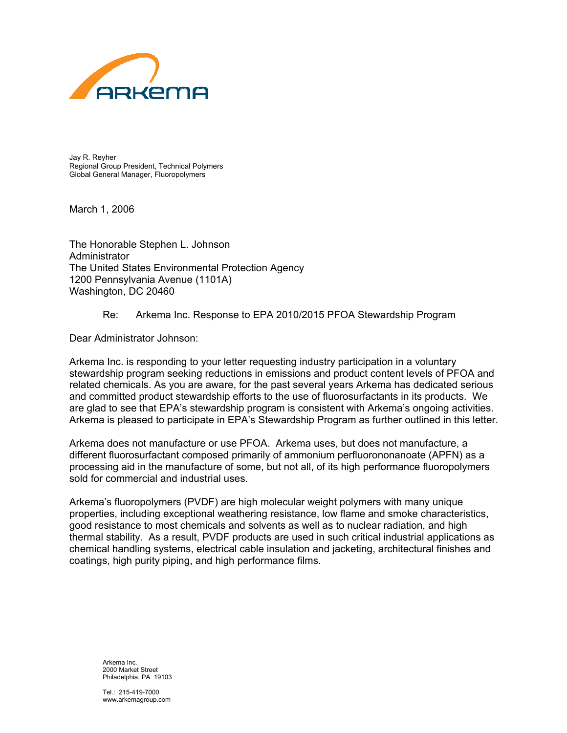ARKEMA

Jay R. Reyher
Regional Group President, Technical Polymers
Global General Manager, Fluoropolymers

March 1, 2006

The Honorable Stephen L. Johnson
Administrator
The United States Environmental Protection Agency
1200 Pennsylvania Avenue (1101A)
Washington, DC 20460

Re: Arkema Inc. Response to EPA 2010/2015 PFOA Stewardship Program

Dear Administrator Johnson:

Arkema Inc. is responding to your letter requesting industry participation in a voluntary stewardship program seeking reductions in emissions and product content levels of PFOA and related chemicals. As you are aware, for the past several years Arkema has dedicated serious and committed product stewardship efforts to the use of fluorosurfactants in its products. We are glad to see that EPA's stewardship program is consistent with Arkema's ongoing activities. Arkema is pleased to participate in EPA's Stewardship Program as further outlined in this letter.

Arkema does not manufacture or use PFOA. Arkema uses, but does not manufacture, a different fluorosurfactant composed primarily of ammonium perfluorononanoate (APFN) as a processing aid in the manufacture of some, but not all, of its high performance fluoropolymers sold for commercial and industrial uses.

Arkema's fluoropolymers (PVDF) are high molecular weight polymers with many unique properties, including exceptional weathering resistance, low flame and smoke characteristics, good resistance to most chemicals and solvents as well as to nuclear radiation, and high thermal stability. As a result, PVDF products are used in such critical industrial applications as chemical handling systems, electrical cable insulation and jacketing, architectural finishes and coatings, high purity piping, and high performance films.

Arkema Inc.
2000 Market Street
Philadelphia, PA 19103

Tel.: 215-419-7000
www.arkemagroup.com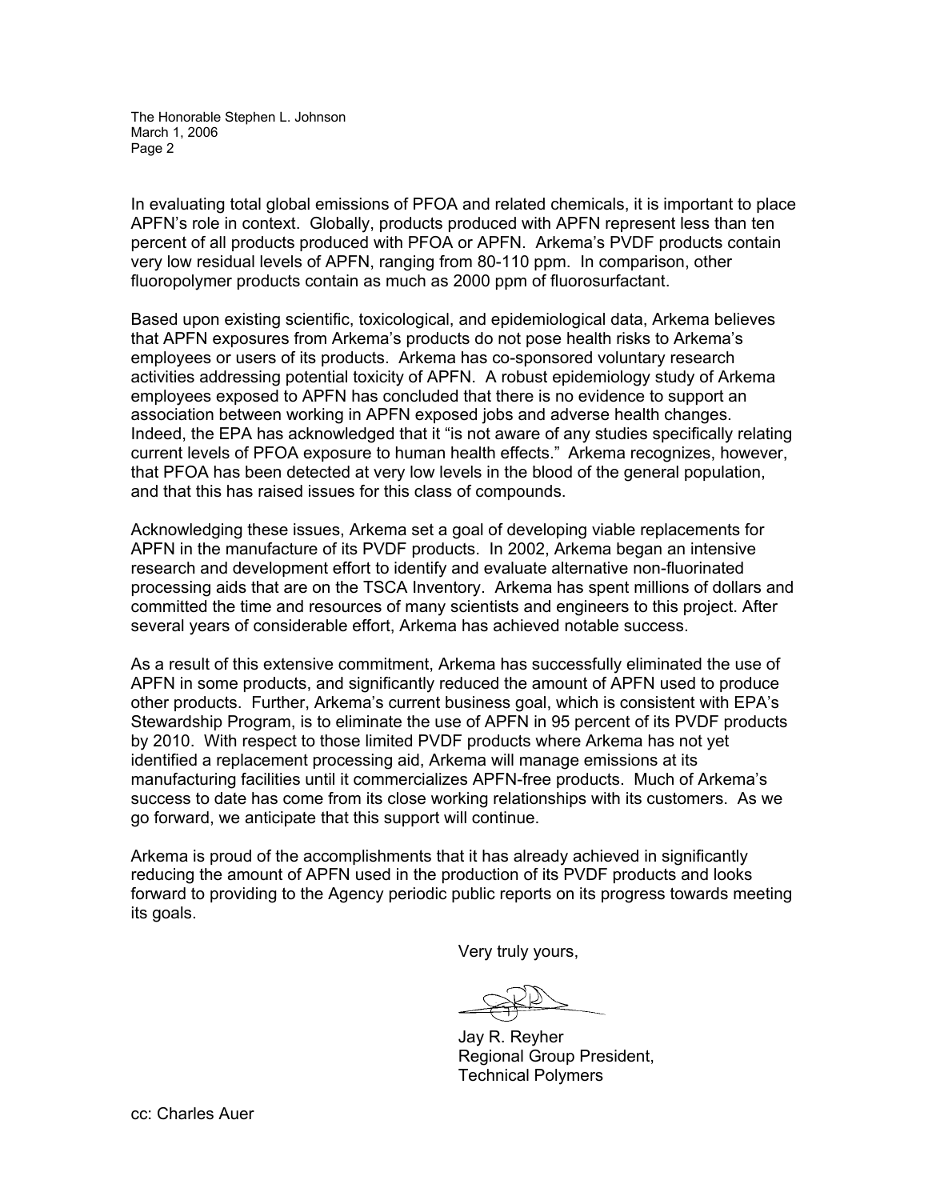In evaluating total global emissions of PFOA and related chemicals, it is important to place APFN's role in context. Globally, products produced with APFN represent less than ten percent of all products produced with PFOA or APFN. Arkema's PVDF products contain very low residual levels of APFN, ranging from 80-110 ppm. In comparison, other fluoropolymer products contain as much as 2000 ppm of fluorosurfactant.

Based upon existing scientific, toxicological, and epidemiological data, Arkema believes that APFN exposures from Arkema's products do not pose health risks to Arkema's employees or users of its products. Arkema has co-sponsored voluntary research activities addressing potential toxicity of APFN. A robust epidemiology study of Arkema employees exposed to APFN has concluded that there is no evidence to support an association between working in APFN exposed jobs and adverse health changes. Indeed, the EPA has acknowledged that it "is not aware of any studies specifically relating current levels of PFOA exposure to human health effects." Arkema recognizes, however, that PFOA has been detected at very low levels in the blood of the general population, and that this has raised issues for this class of compounds.

Acknowledging these issues, Arkema set a goal of developing viable replacements for APFN in the manufacture of its PVDF products. In 2002, Arkema began an intensive research and development effort to identify and evaluate alternative non-fluorinated processing aids that are on the TSCA Inventory. Arkema has spent millions of dollars and committed the time and resources of many scientists and engineers to this project. After several years of considerable effort, Arkema has achieved notable success.

As a result of this extensive commitment, Arkema has successfully eliminated the use of APFN in some products, and significantly reduced the amount of APFN used to produce other products. Further, Arkema's current business goal, which is consistent with EPA's Stewardship Program, is to eliminate the use of APFN in 95 percent of its PVDF products by 2010. With respect to those limited PVDF products where Arkema has not yet identified a replacement processing aid, Arkema will manage emissions at its manufacturing facilities until it commercializes APFN-free products. Much of Arkema's success to date has come from its close working relationships with its customers. As we go forward, we anticipate that this support will continue.

Arkema is proud of the accomplishments that it has already achieved in significantly reducing the amount of APFN used in the production of its PVDF products and looks forward to providing to the Agency periodic public reports on its progress towards meeting its goals.

Very truly yours,

Jay R. Reyher
Regional Group President,
Technical Polymers

cc: Charles Auer